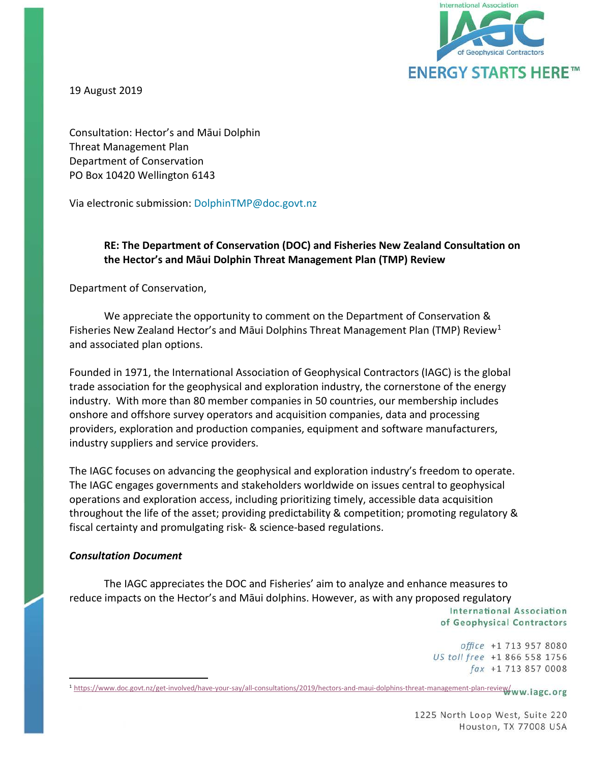19 August 2019

Consultation: Hector's and Māui Dolphin
Threat Management Plan
Department of Conservation
PO Box 10420 Wellington 6143

Via electronic submission: DolphinTMP@doc.govt.nz

**RE: The Department of Conservation (DOC) and Fisheries New Zealand Consultation on the Hector's and Māui Dolphin Threat Management Plan (TMP) Review**

Department of Conservation,

We appreciate the opportunity to comment on the Department of Conservation & Fisheries New Zealand Hector's and Māui Dolphins Threat Management Plan (TMP) Review[1] and associated plan options.

Founded in 1971, the International Association of Geophysical Contractors (IAGC) is the global trade association for the geophysical and exploration industry, the cornerstone of the energy industry. With more than 80 member companies in 50 countries, our membership includes onshore and offshore survey operators and acquisition companies, data and processing providers, exploration and production companies, equipment and software manufacturers, industry suppliers and service providers.

The IAGC focuses on advancing the geophysical and exploration industry's freedom to operate. The IAGC engages governments and stakeholders worldwide on issues central to geophysical operations and exploration access, including prioritizing timely, accessible data acquisition throughout the life of the asset; providing predictability & competition; promoting regulatory & fiscal certainty and promulgating risk- & science-based regulations.

***Consultation Document***

The IAGC appreciates the DOC and Fisheries' aim to analyze and enhance measures to reduce impacts on the Hector's and Māui dolphins. However, as with any proposed regulatory

[1] https://www.doc.govt.nz/get-involved/have-your-say/all-consultations/2019/hectors-and-maui-dolphins-threat-management-plan-review/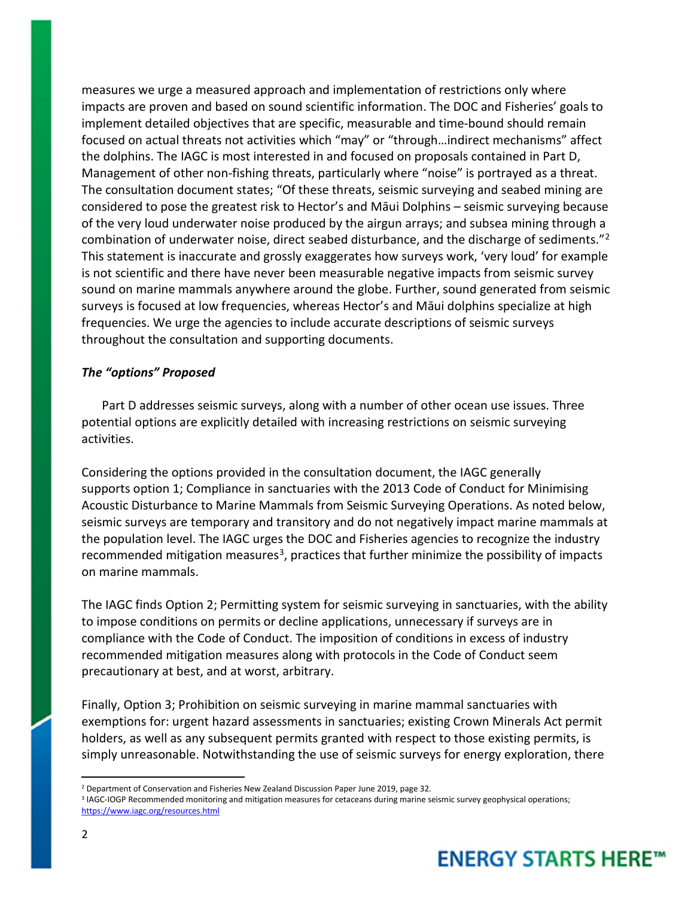measures we urge a measured approach and implementation of restrictions only where impacts are proven and based on sound scientific information. The DOC and Fisheries' goals to implement detailed objectives that are specific, measurable and time-bound should remain focused on actual threats not activities which "may" or "through…indirect mechanisms" affect the dolphins. The IAGC is most interested in and focused on proposals contained in Part D, Management of other non-fishing threats, particularly where "noise" is portrayed as a threat. The consultation document states; "Of these threats, seismic surveying and seabed mining are considered to pose the greatest risk to Hector's and Māui Dolphins – seismic surveying because of the very loud underwater noise produced by the airgun arrays; and subsea mining through a combination of underwater noise, direct seabed disturbance, and the discharge of sediments."[2] This statement is inaccurate and grossly exaggerates how surveys work, 'very loud' for example is not scientific and there have never been measurable negative impacts from seismic survey sound on marine mammals anywhere around the globe. Further, sound generated from seismic surveys is focused at low frequencies, whereas Hector's and Māui dolphins specialize at high frequencies. We urge the agencies to include accurate descriptions of seismic surveys throughout the consultation and supporting documents.

***The "options" Proposed***

Part D addresses seismic surveys, along with a number of other ocean use issues. Three potential options are explicitly detailed with increasing restrictions on seismic surveying activities.

Considering the options provided in the consultation document, the IAGC generally supports option 1; Compliance in sanctuaries with the 2013 Code of Conduct for Minimising Acoustic Disturbance to Marine Mammals from Seismic Surveying Operations. As noted below, seismic surveys are temporary and transitory and do not negatively impact marine mammals at the population level. The IAGC urges the DOC and Fisheries agencies to recognize the industry recommended mitigation measures[3], practices that further minimize the possibility of impacts on marine mammals.

The IAGC finds Option 2; Permitting system for seismic surveying in sanctuaries, with the ability to impose conditions on permits or decline applications, unnecessary if surveys are in compliance with the Code of Conduct. The imposition of conditions in excess of industry recommended mitigation measures along with protocols in the Code of Conduct seem precautionary at best, and at worst, arbitrary.

Finally, Option 3; Prohibition on seismic surveying in marine mammal sanctuaries with exemptions for: urgent hazard assessments in sanctuaries; existing Crown Minerals Act permit holders, as well as any subsequent permits granted with respect to those existing permits, is simply unreasonable. Notwithstanding the use of seismic surveys for energy exploration, there

---

[2] Department of Conservation and Fisheries New Zealand Discussion Paper June 2019, page 32.

[3] IAGC-IOGP Recommended monitoring and mitigation measures for cetaceans during marine seismic survey geophysical operations; https://www.iagc.org/resources.html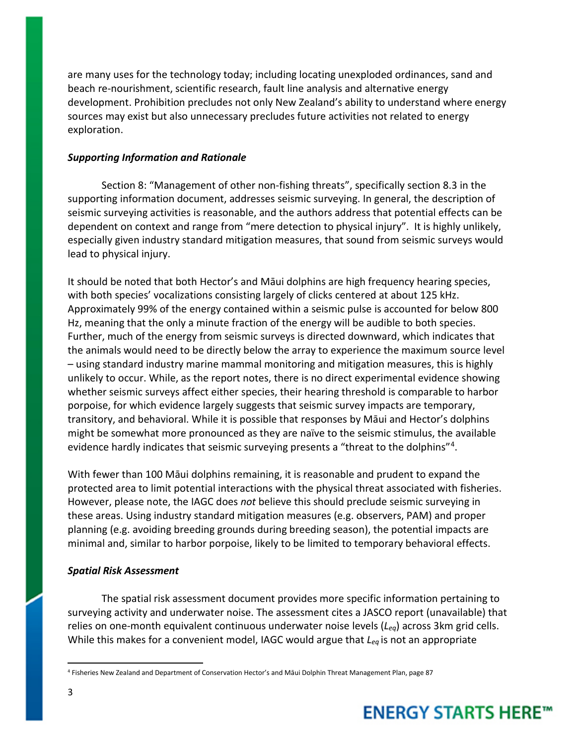are many uses for the technology today; including locating unexploded ordinances, sand and beach re-nourishment, scientific research, fault line analysis and alternative energy development. Prohibition precludes not only New Zealand's ability to understand where energy sources may exist but also unnecessary precludes future activities not related to energy exploration.

***Supporting Information and Rationale***

Section 8: "Management of other non-fishing threats", specifically section 8.3 in the supporting information document, addresses seismic surveying. In general, the description of seismic surveying activities is reasonable, and the authors address that potential effects can be dependent on context and range from "mere detection to physical injury". It is highly unlikely, especially given industry standard mitigation measures, that sound from seismic surveys would lead to physical injury.

It should be noted that both Hector's and Māui dolphins are high frequency hearing species, with both species' vocalizations consisting largely of clicks centered at about 125 kHz. Approximately 99% of the energy contained within a seismic pulse is accounted for below 800 Hz, meaning that the only a minute fraction of the energy will be audible to both species. Further, much of the energy from seismic surveys is directed downward, which indicates that the animals would need to be directly below the array to experience the maximum source level – using standard industry marine mammal monitoring and mitigation measures, this is highly unlikely to occur. While, as the report notes, there is no direct experimental evidence showing whether seismic surveys affect either species, their hearing threshold is comparable to harbor porpoise, for which evidence largely suggests that seismic survey impacts are temporary, transitory, and behavioral. While it is possible that responses by Māui and Hector's dolphins might be somewhat more pronounced as they are naïve to the seismic stimulus, the available evidence hardly indicates that seismic surveying presents a "threat to the dolphins"[4].

With fewer than 100 Māui dolphins remaining, it is reasonable and prudent to expand the protected area to limit potential interactions with the physical threat associated with fisheries. However, please note, the IAGC does *not* believe this should preclude seismic surveying in these areas. Using industry standard mitigation measures (e.g. observers, PAM) and proper planning (e.g. avoiding breeding grounds during breeding season), the potential impacts are minimal and, similar to harbor porpoise, likely to be limited to temporary behavioral effects.

***Spatial Risk Assessment***

The spatial risk assessment document provides more specific information pertaining to surveying activity and underwater noise. The assessment cites a JASCO report (unavailable) that relies on one-month equivalent continuous underwater noise levels ($L_{eq}$) across 3km grid cells. While this makes for a convenient model, IAGC would argue that $L_{eq}$ is not an appropriate

[4] Fisheries New Zealand and Department of Conservation Hector's and Māui Dolphin Threat Management Plan, page 87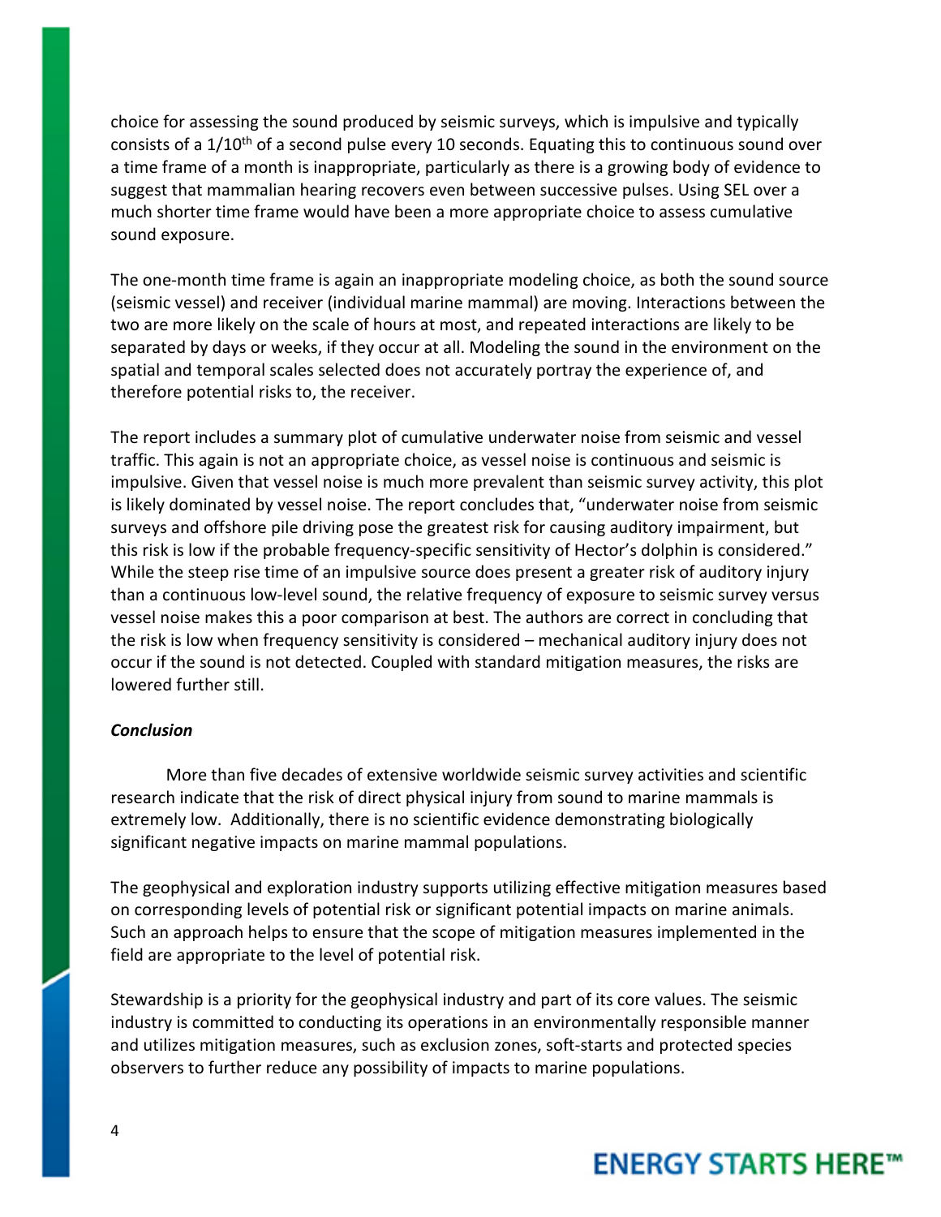choice for assessing the sound produced by seismic surveys, which is impulsive and typically consists of a $1/10^{th}$ of a second pulse every 10 seconds. Equating this to continuous sound over a time frame of a month is inappropriate, particularly as there is a growing body of evidence to suggest that mammalian hearing recovers even between successive pulses. Using SEL over a much shorter time frame would have been a more appropriate choice to assess cumulative sound exposure.

The one-month time frame is again an inappropriate modeling choice, as both the sound source (seismic vessel) and receiver (individual marine mammal) are moving. Interactions between the two are more likely on the scale of hours at most, and repeated interactions are likely to be separated by days or weeks, if they occur at all. Modeling the sound in the environment on the spatial and temporal scales selected does not accurately portray the experience of, and therefore potential risks to, the receiver.

The report includes a summary plot of cumulative underwater noise from seismic and vessel traffic. This again is not an appropriate choice, as vessel noise is continuous and seismic is impulsive. Given that vessel noise is much more prevalent than seismic survey activity, this plot is likely dominated by vessel noise. The report concludes that, "underwater noise from seismic surveys and offshore pile driving pose the greatest risk for causing auditory impairment, but this risk is low if the probable frequency-specific sensitivity of Hector's dolphin is considered." While the steep rise time of an impulsive source does present a greater risk of auditory injury than a continuous low-level sound, the relative frequency of exposure to seismic survey versus vessel noise makes this a poor comparison at best. The authors are correct in concluding that the risk is low when frequency sensitivity is considered – mechanical auditory injury does not occur if the sound is not detected. Coupled with standard mitigation measures, the risks are lowered further still.

***Conclusion***

More than five decades of extensive worldwide seismic survey activities and scientific research indicate that the risk of direct physical injury from sound to marine mammals is extremely low. Additionally, there is no scientific evidence demonstrating biologically significant negative impacts on marine mammal populations.

The geophysical and exploration industry supports utilizing effective mitigation measures based on corresponding levels of potential risk or significant potential impacts on marine animals. Such an approach helps to ensure that the scope of mitigation measures implemented in the field are appropriate to the level of potential risk.

Stewardship is a priority for the geophysical industry and part of its core values. The seismic industry is committed to conducting its operations in an environmentally responsible manner and utilizes mitigation measures, such as exclusion zones, soft-starts and protected species observers to further reduce any possibility of impacts to marine populations.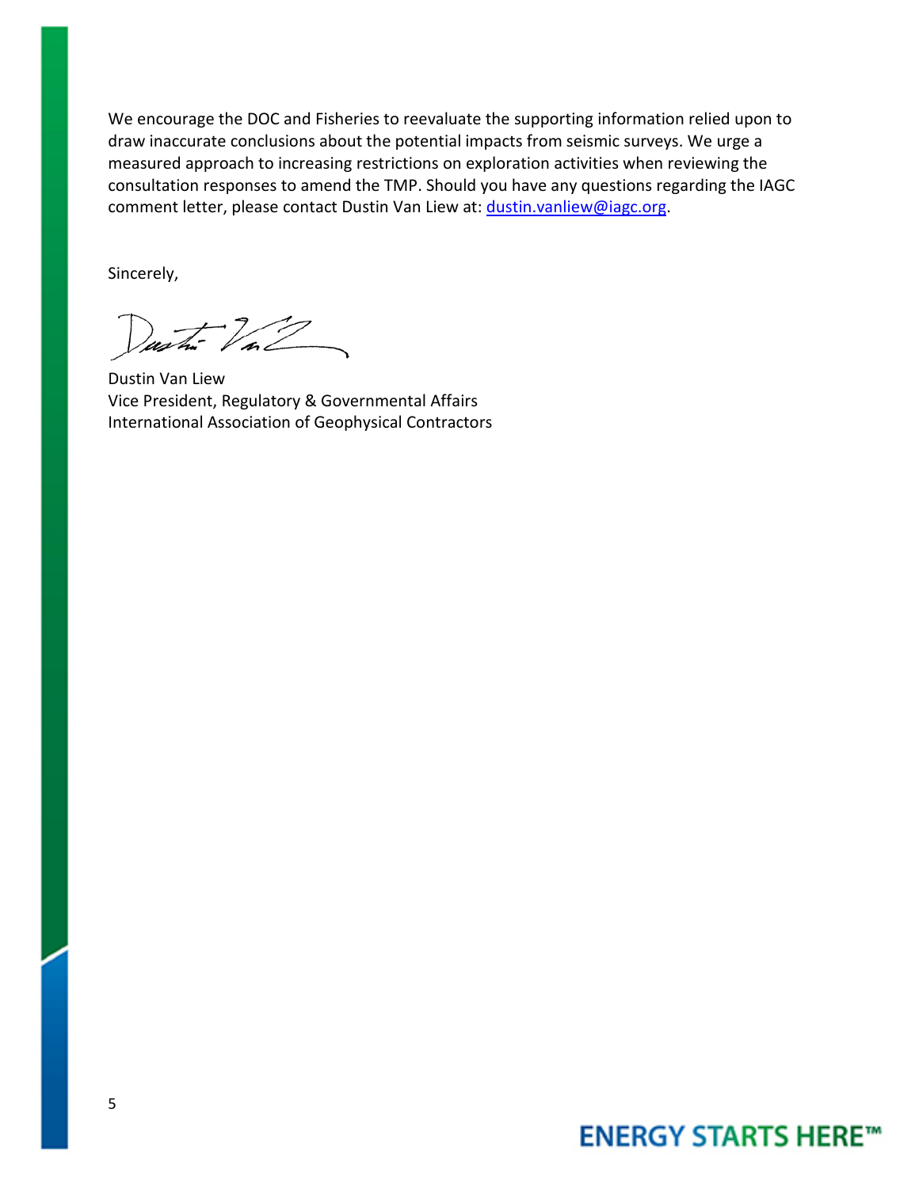We encourage the DOC and Fisheries to reevaluate the supporting information relied upon to draw inaccurate conclusions about the potential impacts from seismic surveys. We urge a measured approach to increasing restrictions on exploration activities when reviewing the consultation responses to amend the TMP. Should you have any questions regarding the IAGC comment letter, please contact Dustin Van Liew at: [dustin.vanliew@iagc.org](mailto:dustin.vanliew@iagc.org).

Sincerely,

Dustin Van Liew  
Vice President, Regulatory & Governmental Affairs  
International Association of Geophysical Contractors

ENERGY STARTS HERE™